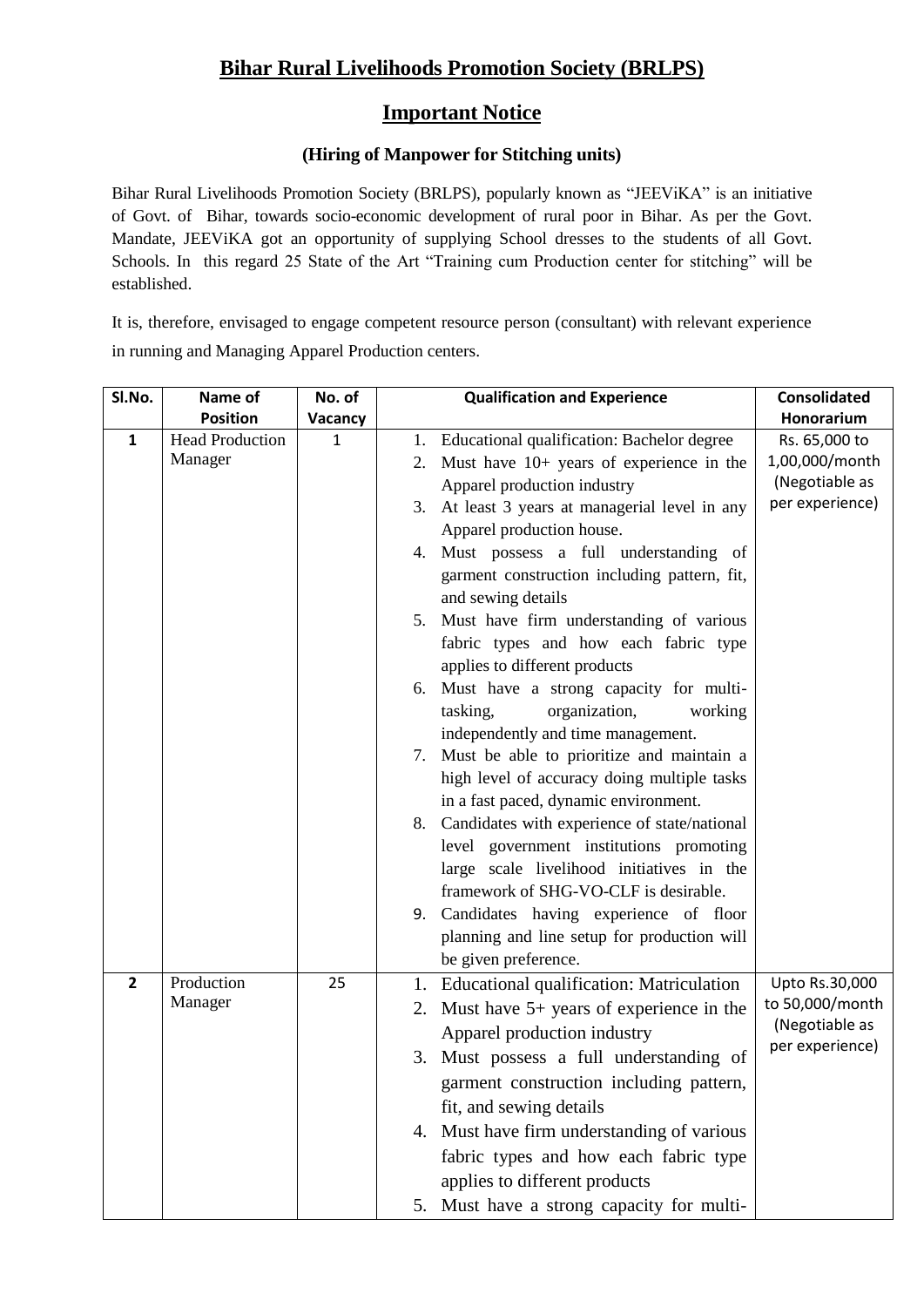# Bihar Rural Livelihoods Promotion Society (BRLPS)

## Important Notice

### (Hiring of Manpower for Stitching units)

Bihar Rural Livelihoods Promotion Society (BRLPS), popularly known as "JEEViKA" is an initiative of Govt. of Bihar, towards socio-economic development of rural poor in Bihar. As per the Govt. Mandate, JEEViKA got an opportunity of supplying School dresses to the students of all Govt. Schools. In this regard 25 State of the Art "Training cum Production center for stitching" will be established.

It is, therefore, envisaged to engage competent resource person (consultant) with relevant experience in running and Managing Apparel Production centers.

| Sl.No. | Name of Position | No. of Vacancy | Qualification and Experience | Consolidated Honorarium |
|---|---|---|---|---|
| 1 | Head Production Manager | 1 | 1. Educational qualification: Bachelor degree<br>2. Must have 10+ years of experience in the Apparel production industry<br>3. At least 3 years at managerial level in any Apparel production house.<br>4. Must possess a full understanding of garment construction including pattern, fit, and sewing details<br>5. Must have firm understanding of various fabric types and how each fabric type applies to different products<br>6. Must have a strong capacity for multi-tasking, organization, working independently and time management.<br>7. Must be able to prioritize and maintain a high level of accuracy doing multiple tasks in a fast paced, dynamic environment.<br>8. Candidates with experience of state/national level government institutions promoting large scale livelihood initiatives in the framework of SHG-VO-CLF is desirable.<br>9. Candidates having experience of floor planning and line setup for production will be given preference. | Rs. 65,000 to 1,00,000/month (Negotiable as per experience) |
| 2 | Production Manager | 25 | 1. Educational qualification: Matriculation<br>2. Must have 5+ years of experience in the Apparel production industry<br>3. Must possess a full understanding of garment construction including pattern, fit, and sewing details<br>4. Must have firm understanding of various fabric types and how each fabric type applies to different products<br>5. Must have a strong capacity for multi- | Upto Rs.30,000 to 50,000/month (Negotiable as per experience) |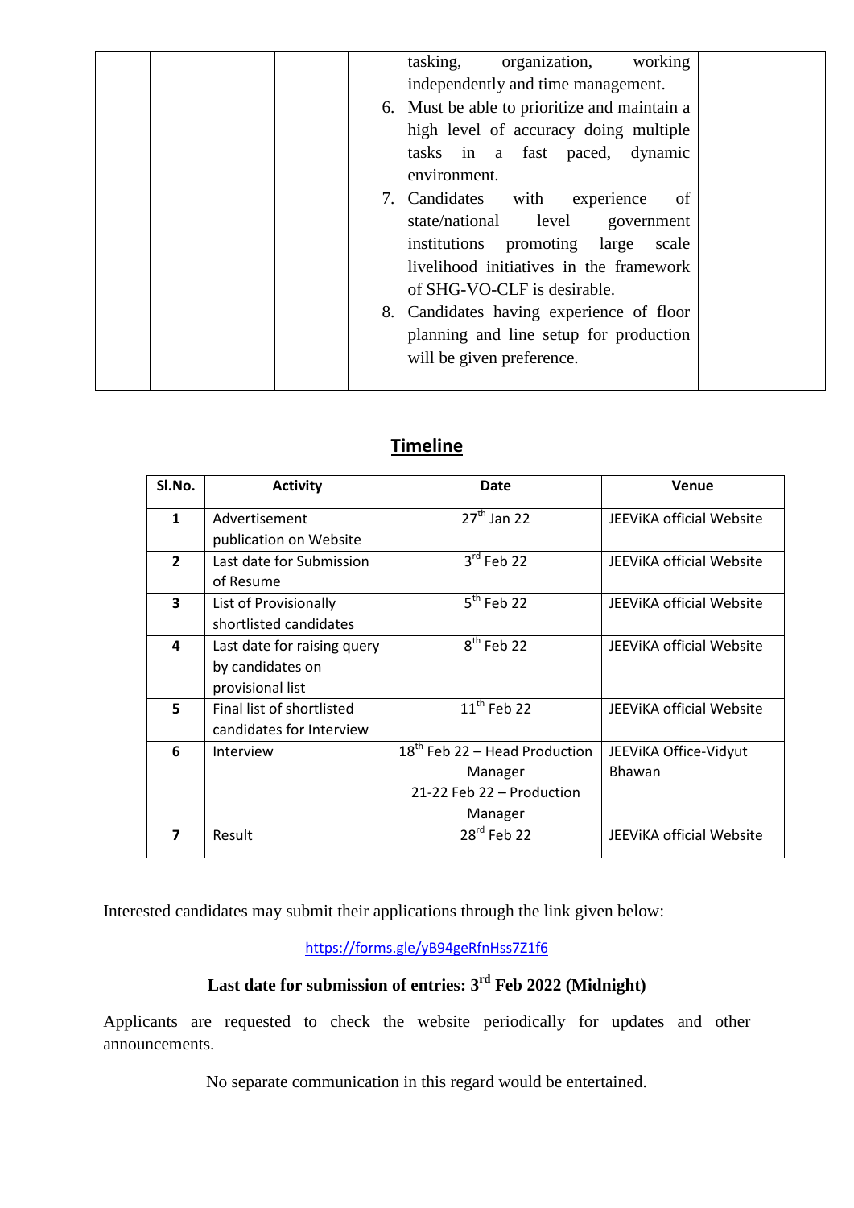| | | | | |
|---|---|---|---|---|
| | | | tasking, organization, working independently and time management.<br>6. Must be able to prioritize and maintain a high level of accuracy doing multiple tasks in a fast paced, dynamic environment.<br>7. Candidates with experience of state/national level government institutions promoting large scale livelihood initiatives in the framework of SHG-VO-CLF is desirable.<br>8. Candidates having experience of floor planning and line setup for production will be given preference. | |

## **Timeline**

| Sl.No. | Activity | Date | Venue |
|---|---|---|---|
| **1** | Advertisement publication on Website | 27th Jan 22 | JEEViKA official Website |
| **2** | Last date for Submission of Resume | 3rd Feb 22 | JEEViKA official Website |
| **3** | List of Provisionally shortlisted candidates | 5th Feb 22 | JEEViKA official Website |
| **4** | Last date for raising query by candidates on provisional list | 8th Feb 22 | JEEViKA official Website |
| **5** | Final list of shortlisted candidates for Interview | 11th Feb 22 | JEEViKA official Website |
| **6** | Interview | 18th Feb 22 – Head Production Manager<br>21-22 Feb 22 – Production Manager | JEEViKA Office-Vidyut Bhawan |
| **7** | Result | 28rd Feb 22 | JEEViKA official Website |

Interested candidates may submit their applications through the link given below:

https://forms.gle/yB94geRfnHss7Z1f6

**Last date for submission of entries: 3rd Feb 2022 (Midnight)**

Applicants are requested to check the website periodically for updates and other announcements.

No separate communication in this regard would be entertained.